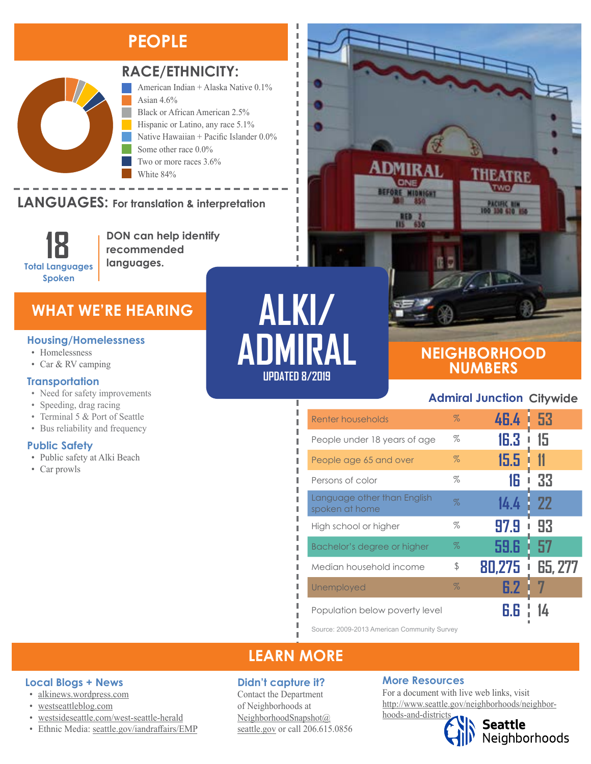# ALKI/ ADMIRAL

UPDATED 8/2019

## PEOPLE

### RACE/ETHNICITY:

- American Indian + Alaska Native 0.1%
- Asian 4.6%
- Black or African American 2.5%
- Hispanic or Latino, any race 5.1%
- Native Hawaiian + Pacific Islander 0.0%
- Some other race 0.0%
- Two or more races 3.6%
- White 84%

### LANGUAGES: For translation & interpretation

**18** Total Languages Spoken

**DON can help identify recommended languages.**

## WHAT WE'RE HEARING

### Housing/Homelessness

- Homelessness
- Car & RV camping

### Transportation

- Need for safety improvements
- Speeding, drag racing
- Terminal 5 & Port of Seattle
- Bus reliability and frequency

### Public Safety

- Public safety at Alki Beach
- Car prowls

## NEIGHBORHOOD NUMBERS

| | | Admiral Junction | Citywide |
|---|---|---|---|
| Renter households | % | 46.4 | 53 |
| People under 18 years of age | % | 16.3 | 15 |
| People age 65 and over | % | 15.5 | 11 |
| Persons of color | % | 16 | 33 |
| Language other than English spoken at home | % | 14.4 | 22 |
| High school or higher | % | 97.9 | 93 |
| Bachelor's degree or higher | % | 59.6 | 57 |
| Median household income | $ | 80,275 | 65, 277 |
| Unemployed | % | 6.2 | 7 |
| Population below poverty level | | 6.6 | 14 |

Source: 2009-2013 American Community Survey

## LEARN MORE

### Local Blogs + News

- alkinews.wordpress.com
- westseattleblog.com
- westsideseattle.com/west-seattle-herald
- Ethnic Media: seattle.gov/iandraffairs/EMP

### Didn't capture it?

Contact the Department of Neighborhoods at NeighborhoodSnapshot@seattle.gov or call 206.615.0856

### More Resources

For a document with live web links, visit http://www.seattle.gov/neighborhoods/neighborhoods-and-districts

Seattle Neighborhoods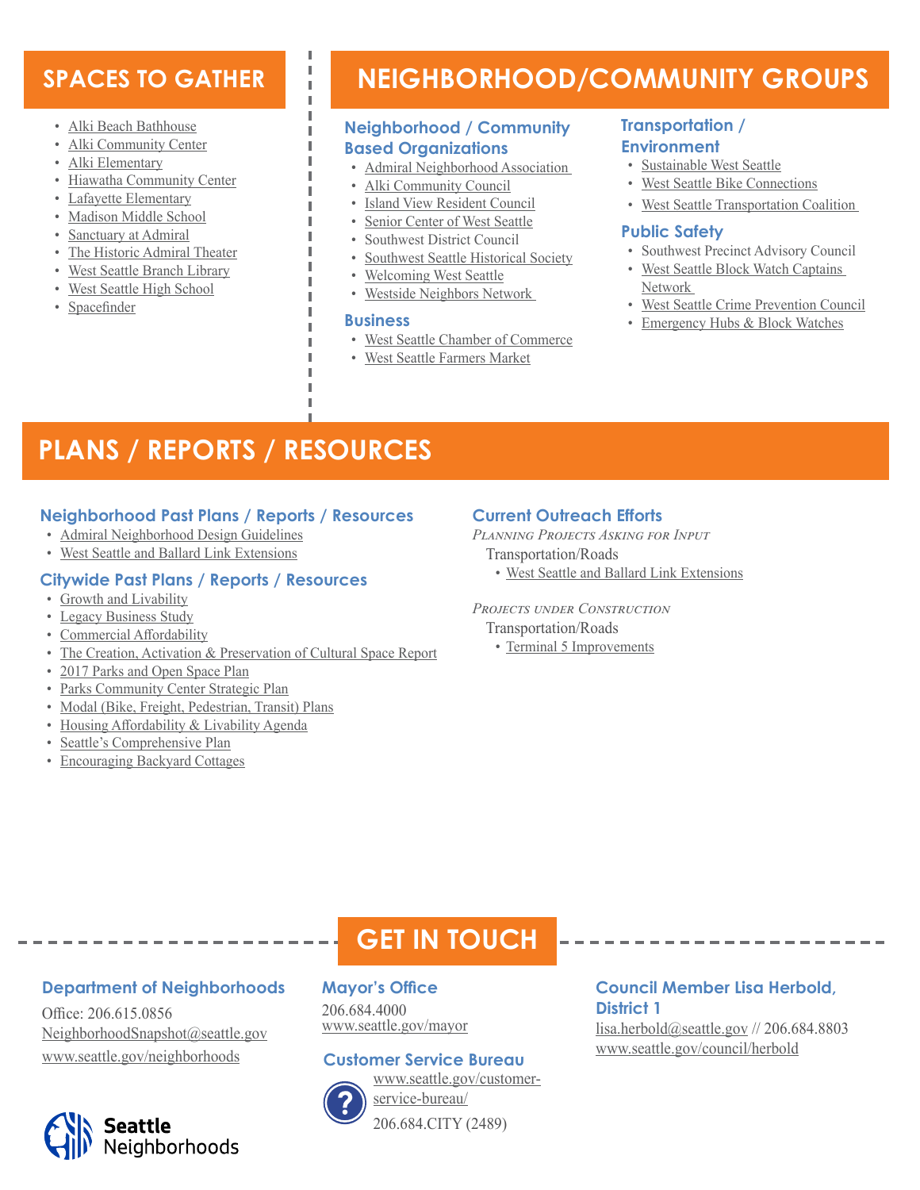## SPACES TO GATHER

- Alki Beach Bathhouse
- Alki Community Center
- Alki Elementary
- Hiawatha Community Center
- Lafayette Elementary
- Madison Middle School
- Sanctuary at Admiral
- The Historic Admiral Theater
- West Seattle Branch Library
- West Seattle High School
- Spacefinder

## NEIGHBORHOOD/COMMUNITY GROUPS

### Neighborhood / Community Based Organizations

- Admiral Neighborhood Association
- Alki Community Council
- Island View Resident Council
- Senior Center of West Seattle
- Southwest District Council
- Southwest Seattle Historical Society
- Welcoming West Seattle
- Westside Neighbors Network

### Business

- West Seattle Chamber of Commerce
- West Seattle Farmers Market

### Transportation / Environment

- Sustainable West Seattle
- West Seattle Bike Connections
- West Seattle Transportation Coalition

### Public Safety

- Southwest Precinct Advisory Council
- West Seattle Block Watch Captains Network
- West Seattle Crime Prevention Council
- Emergency Hubs & Block Watches

## PLANS / REPORTS / RESOURCES

### Neighborhood Past Plans / Reports / Resources

- Admiral Neighborhood Design Guidelines
- West Seattle and Ballard Link Extensions

### Citywide Past Plans / Reports / Resources

- Growth and Livability
- Legacy Business Study
- Commercial Affordability
- The Creation, Activation & Preservation of Cultural Space Report
- 2017 Parks and Open Space Plan
- Parks Community Center Strategic Plan
- Modal (Bike, Freight, Pedestrian, Transit) Plans
- Housing Affordability & Livability Agenda
- Seattle's Comprehensive Plan
- Encouraging Backyard Cottages

### Current Outreach Efforts

*Planning Projects Asking for Input*

Transportation/Roads

- West Seattle and Ballard Link Extensions

*Projects under Construction*

Transportation/Roads

- Terminal 5 Improvements

## GET IN TOUCH

### Department of Neighborhoods

Office: 206.615.0856
NeighborhoodSnapshot@seattle.gov
www.seattle.gov/neighborhoods

Seattle Neighborhoods

### Mayor's Office

206.684.4000
www.seattle.gov/mayor

### Customer Service Bureau

www.seattle.gov/customer-service-bureau/
206.684.CITY (2489)

### Council Member Lisa Herbold, District 1

lisa.herbold@seattle.gov // 206.684.8803
www.seattle.gov/council/herbold